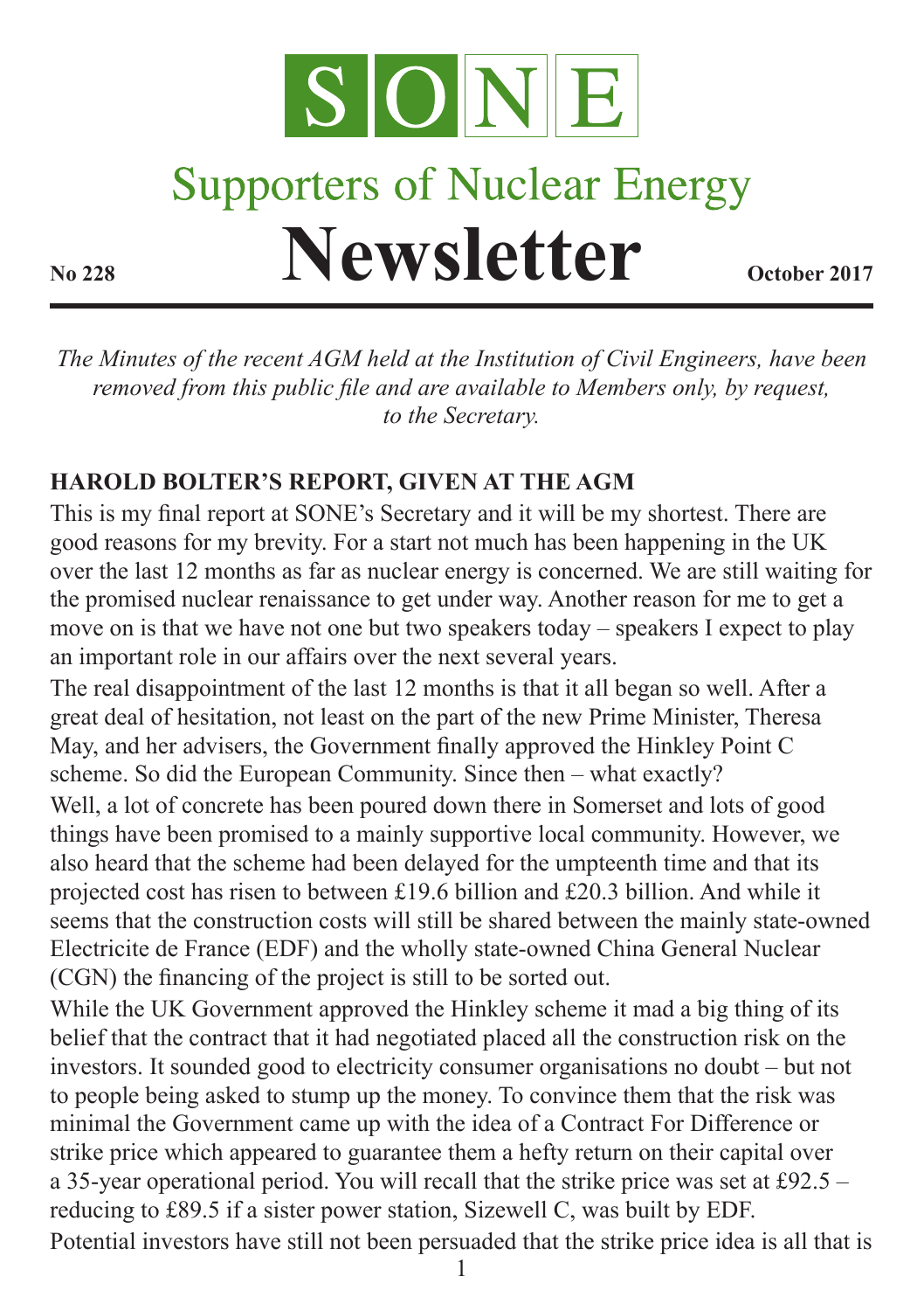# SONE

## Supporters of Nuclear Energy

# Newsletter

**No 228** **October 2017**

*The Minutes of the recent AGM held at the Institution of Civil Engineers, have been removed from this public file and are available to Members only, by request, to the Secretary.*

**HAROLD BOLTER'S REPORT, GIVEN AT THE AGM**

This is my final report at SONE's Secretary and it will be my shortest. There are good reasons for my brevity. For a start not much has been happening in the UK over the last 12 months as far as nuclear energy is concerned. We are still waiting for the promised nuclear renaissance to get under way. Another reason for me to get a move on is that we have not one but two speakers today – speakers I expect to play an important role in our affairs over the next several years.

The real disappointment of the last 12 months is that it all began so well. After a great deal of hesitation, not least on the part of the new Prime Minister, Theresa May, and her advisers, the Government finally approved the Hinkley Point C scheme. So did the European Community. Since then – what exactly?

Well, a lot of concrete has been poured down there in Somerset and lots of good things have been promised to a mainly supportive local community. However, we also heard that the scheme had been delayed for the umpteenth time and that its projected cost has risen to between £19.6 billion and £20.3 billion. And while it seems that the construction costs will still be shared between the mainly state-owned Electricite de France (EDF) and the wholly state-owned China General Nuclear (CGN) the financing of the project is still to be sorted out.

While the UK Government approved the Hinkley scheme it mad a big thing of its belief that the contract that it had negotiated placed all the construction risk on the investors. It sounded good to electricity consumer organisations no doubt – but not to people being asked to stump up the money. To convince them that the risk was minimal the Government came up with the idea of a Contract For Difference or strike price which appeared to guarantee them a hefty return on their capital over a 35-year operational period. You will recall that the strike price was set at £92.5 – reducing to £89.5 if a sister power station, Sizewell C, was built by EDF.

Potential investors have still not been persuaded that the strike price idea is all that is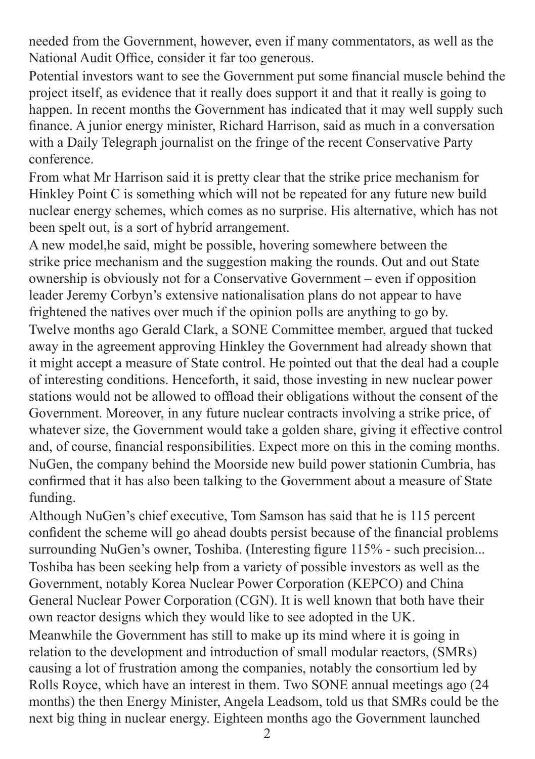needed from the Government, however, even if many commentators, as well as the National Audit Office, consider it far too generous.

Potential investors want to see the Government put some financial muscle behind the project itself, as evidence that it really does support it and that it really is going to happen. In recent months the Government has indicated that it may well supply such finance. A junior energy minister, Richard Harrison, said as much in a conversation with a Daily Telegraph journalist on the fringe of the recent Conservative Party conference.

From what Mr Harrison said it is pretty clear that the strike price mechanism for Hinkley Point C is something which will not be repeated for any future new build nuclear energy schemes, which comes as no surprise. His alternative, which has not been spelt out, is a sort of hybrid arrangement.

A new model,he said, might be possible, hovering somewhere between the strike price mechanism and the suggestion making the rounds. Out and out State ownership is obviously not for a Conservative Government – even if opposition leader Jeremy Corbyn's extensive nationalisation plans do not appear to have frightened the natives over much if the opinion polls are anything to go by.

Twelve months ago Gerald Clark, a SONE Committee member, argued that tucked away in the agreement approving Hinkley the Government had already shown that it might accept a measure of State control. He pointed out that the deal had a couple of interesting conditions. Henceforth, it said, those investing in new nuclear power stations would not be allowed to offload their obligations without the consent of the Government. Moreover, in any future nuclear contracts involving a strike price, of whatever size, the Government would take a golden share, giving it effective control and, of course, financial responsibilities. Expect more on this in the coming months.

NuGen, the company behind the Moorside new build power stationin Cumbria, has confirmed that it has also been talking to the Government about a measure of State funding.

Although NuGen's chief executive, Tom Samson has said that he is 115 percent confident the scheme will go ahead doubts persist because of the financial problems surrounding NuGen's owner, Toshiba. (Interesting figure 115% - such precision... Toshiba has been seeking help from a variety of possible investors as well as the Government, notably Korea Nuclear Power Corporation (KEPCO) and China General Nuclear Power Corporation (CGN). It is well known that both have their own reactor designs which they would like to see adopted in the UK.

Meanwhile the Government has still to make up its mind where it is going in relation to the development and introduction of small modular reactors, (SMRs) causing a lot of frustration among the companies, notably the consortium led by Rolls Royce, which have an interest in them. Two SONE annual meetings ago (24 months) the then Energy Minister, Angela Leadsom, told us that SMRs could be the next big thing in nuclear energy. Eighteen months ago the Government launched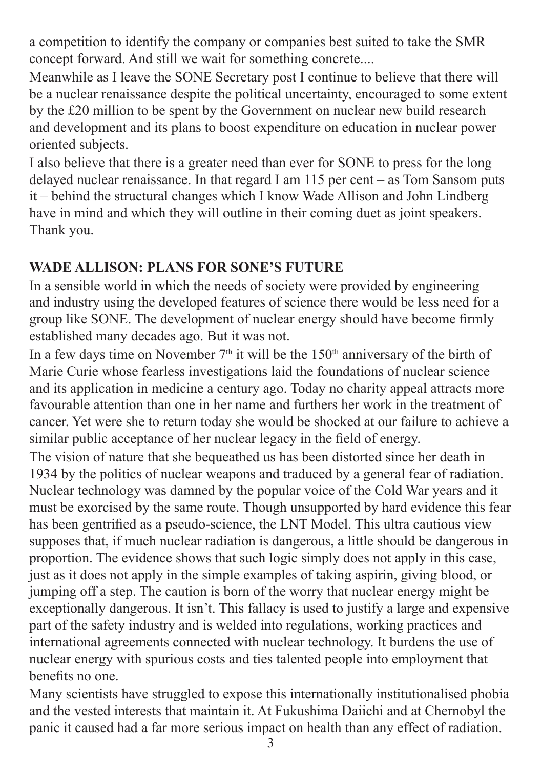a competition to identify the company or companies best suited to take the SMR concept forward. And still we wait for something concrete....

Meanwhile as I leave the SONE Secretary post I continue to believe that there will be a nuclear renaissance despite the political uncertainty, encouraged to some extent by the £20 million to be spent by the Government on nuclear new build research and development and its plans to boost expenditure on education in nuclear power oriented subjects.

I also believe that there is a greater need than ever for SONE to press for the long delayed nuclear renaissance. In that regard I am 115 per cent – as Tom Sansom puts it – behind the structural changes which I know Wade Allison and John Lindberg have in mind and which they will outline in their coming duet as joint speakers. Thank you.

## WADE ALLISON: PLANS FOR SONE'S FUTURE

In a sensible world in which the needs of society were provided by engineering and industry using the developed features of science there would be less need for a group like SONE. The development of nuclear energy should have become firmly established many decades ago. But it was not.

In a few days time on November 7th it will be the 150th anniversary of the birth of Marie Curie whose fearless investigations laid the foundations of nuclear science and its application in medicine a century ago. Today no charity appeal attracts more favourable attention than one in her name and furthers her work in the treatment of cancer. Yet were she to return today she would be shocked at our failure to achieve a similar public acceptance of her nuclear legacy in the field of energy.

The vision of nature that she bequeathed us has been distorted since her death in 1934 by the politics of nuclear weapons and traduced by a general fear of radiation. Nuclear technology was damned by the popular voice of the Cold War years and it must be exorcised by the same route. Though unsupported by hard evidence this fear has been gentrified as a pseudo-science, the LNT Model. This ultra cautious view supposes that, if much nuclear radiation is dangerous, a little should be dangerous in proportion. The evidence shows that such logic simply does not apply in this case, just as it does not apply in the simple examples of taking aspirin, giving blood, or jumping off a step. The caution is born of the worry that nuclear energy might be exceptionally dangerous. It isn't. This fallacy is used to justify a large and expensive part of the safety industry and is welded into regulations, working practices and international agreements connected with nuclear technology. It burdens the use of nuclear energy with spurious costs and ties talented people into employment that benefits no one.

Many scientists have struggled to expose this internationally institutionalised phobia and the vested interests that maintain it. At Fukushima Daiichi and at Chernobyl the panic it caused had a far more serious impact on health than any effect of radiation.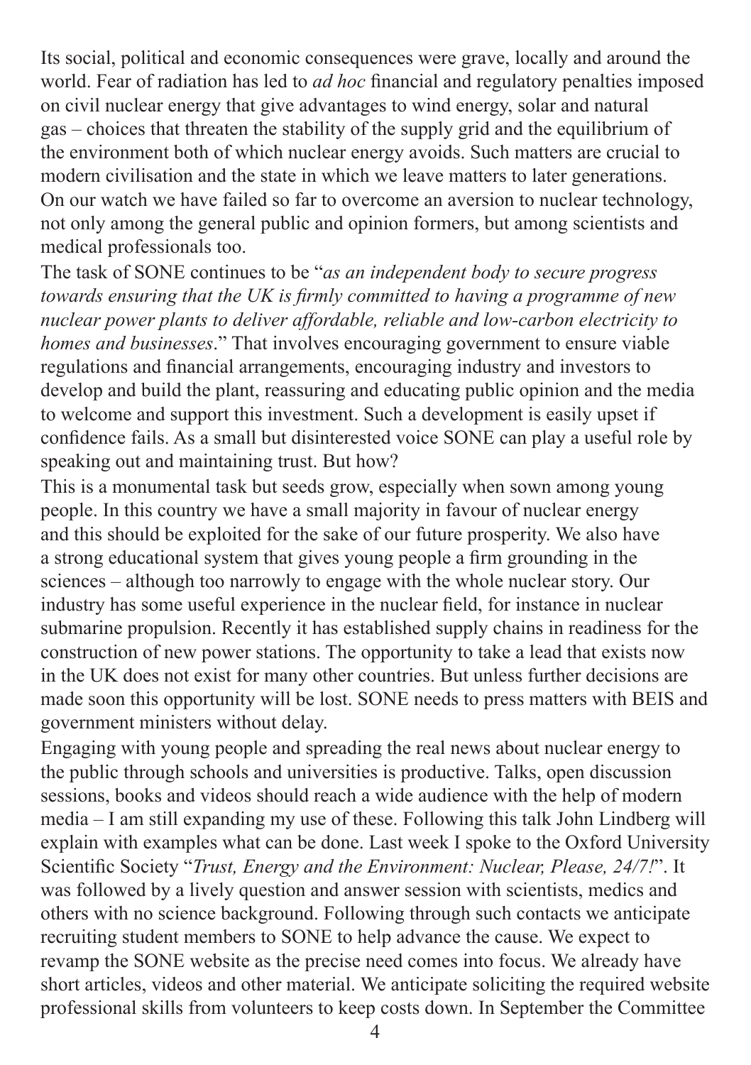Its social, political and economic consequences were grave, locally and around the world. Fear of radiation has led to *ad hoc* financial and regulatory penalties imposed on civil nuclear energy that give advantages to wind energy, solar and natural gas – choices that threaten the stability of the supply grid and the equilibrium of the environment both of which nuclear energy avoids. Such matters are crucial to modern civilisation and the state in which we leave matters to later generations. On our watch we have failed so far to overcome an aversion to nuclear technology, not only among the general public and opinion formers, but among scientists and medical professionals too.

The task of SONE continues to be "*as an independent body to secure progress towards ensuring that the UK is firmly committed to having a programme of new nuclear power plants to deliver affordable, reliable and low-carbon electricity to homes and businesses*." That involves encouraging government to ensure viable regulations and financial arrangements, encouraging industry and investors to develop and build the plant, reassuring and educating public opinion and the media to welcome and support this investment. Such a development is easily upset if confidence fails. As a small but disinterested voice SONE can play a useful role by speaking out and maintaining trust. But how?

This is a monumental task but seeds grow, especially when sown among young people. In this country we have a small majority in favour of nuclear energy and this should be exploited for the sake of our future prosperity. We also have a strong educational system that gives young people a firm grounding in the sciences – although too narrowly to engage with the whole nuclear story. Our industry has some useful experience in the nuclear field, for instance in nuclear submarine propulsion. Recently it has established supply chains in readiness for the construction of new power stations. The opportunity to take a lead that exists now in the UK does not exist for many other countries. But unless further decisions are made soon this opportunity will be lost. SONE needs to press matters with BEIS and government ministers without delay.

Engaging with young people and spreading the real news about nuclear energy to the public through schools and universities is productive. Talks, open discussion sessions, books and videos should reach a wide audience with the help of modern media – I am still expanding my use of these. Following this talk John Lindberg will explain with examples what can be done. Last week I spoke to the Oxford University Scientific Society "*Trust, Energy and the Environment: Nuclear, Please, 24/7!*". It was followed by a lively question and answer session with scientists, medics and others with no science background. Following through such contacts we anticipate recruiting student members to SONE to help advance the cause. We expect to revamp the SONE website as the precise need comes into focus. We already have short articles, videos and other material. We anticipate soliciting the required website professional skills from volunteers to keep costs down. In September the Committee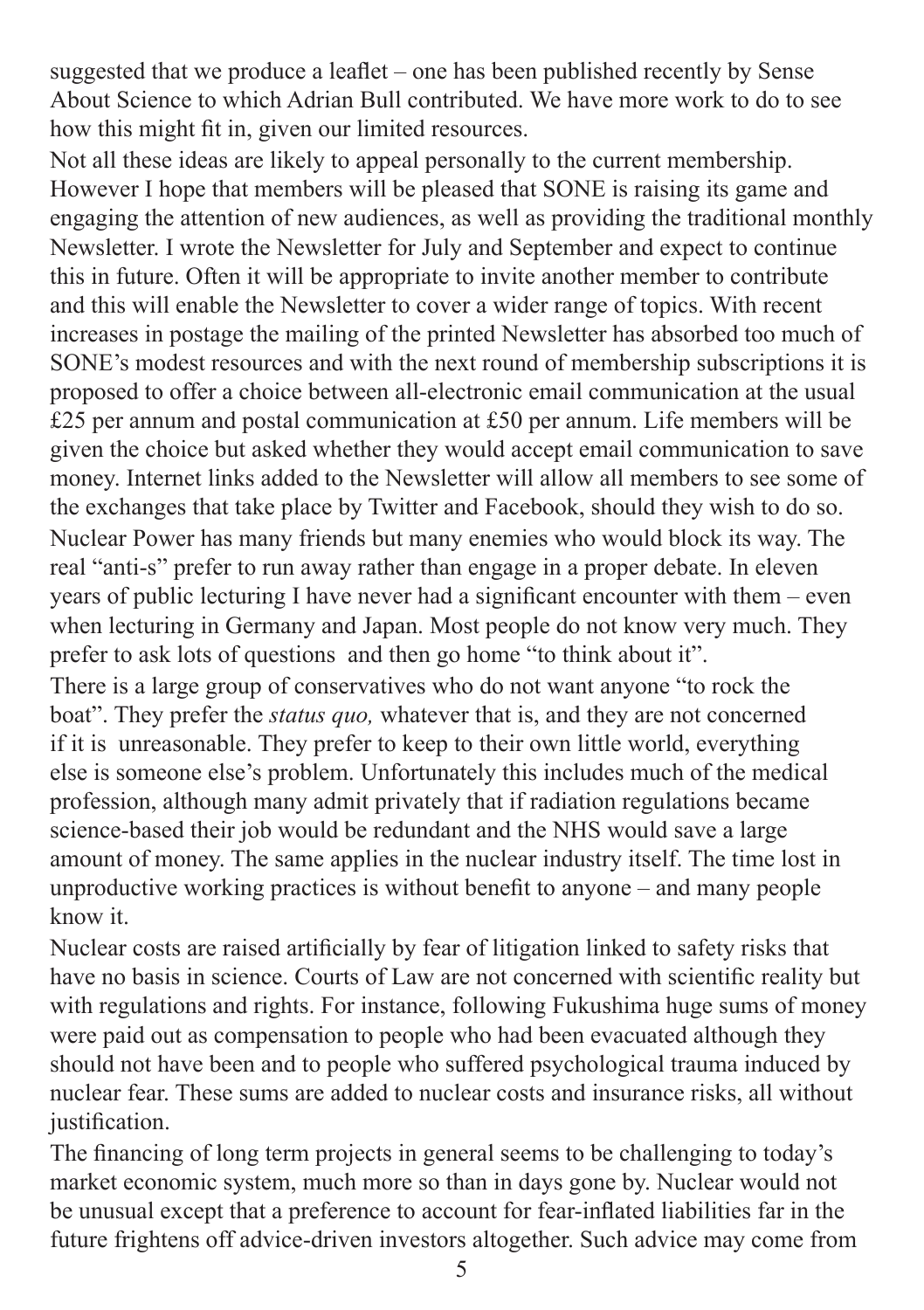suggested that we produce a leaflet – one has been published recently by Sense About Science to which Adrian Bull contributed. We have more work to do to see how this might fit in, given our limited resources.

Not all these ideas are likely to appeal personally to the current membership. However I hope that members will be pleased that SONE is raising its game and engaging the attention of new audiences, as well as providing the traditional monthly Newsletter. I wrote the Newsletter for July and September and expect to continue this in future. Often it will be appropriate to invite another member to contribute and this will enable the Newsletter to cover a wider range of topics. With recent increases in postage the mailing of the printed Newsletter has absorbed too much of SONE's modest resources and with the next round of membership subscriptions it is proposed to offer a choice between all-electronic email communication at the usual £25 per annum and postal communication at £50 per annum. Life members will be given the choice but asked whether they would accept email communication to save money. Internet links added to the Newsletter will allow all members to see some of the exchanges that take place by Twitter and Facebook, should they wish to do so.

Nuclear Power has many friends but many enemies who would block its way. The real "anti-s" prefer to run away rather than engage in a proper debate. In eleven years of public lecturing I have never had a significant encounter with them – even when lecturing in Germany and Japan. Most people do not know very much. They prefer to ask lots of questions and then go home "to think about it".

There is a large group of conservatives who do not want anyone "to rock the boat". They prefer the *status quo,* whatever that is, and they are not concerned if it is unreasonable. They prefer to keep to their own little world, everything else is someone else's problem. Unfortunately this includes much of the medical profession, although many admit privately that if radiation regulations became science-based their job would be redundant and the NHS would save a large amount of money. The same applies in the nuclear industry itself. The time lost in unproductive working practices is without benefit to anyone – and many people know it.

Nuclear costs are raised artificially by fear of litigation linked to safety risks that have no basis in science. Courts of Law are not concerned with scientific reality but with regulations and rights. For instance, following Fukushima huge sums of money were paid out as compensation to people who had been evacuated although they should not have been and to people who suffered psychological trauma induced by nuclear fear. These sums are added to nuclear costs and insurance risks, all without justification.

The financing of long term projects in general seems to be challenging to today's market economic system, much more so than in days gone by. Nuclear would not be unusual except that a preference to account for fear-inflated liabilities far in the future frightens off advice-driven investors altogether. Such advice may come from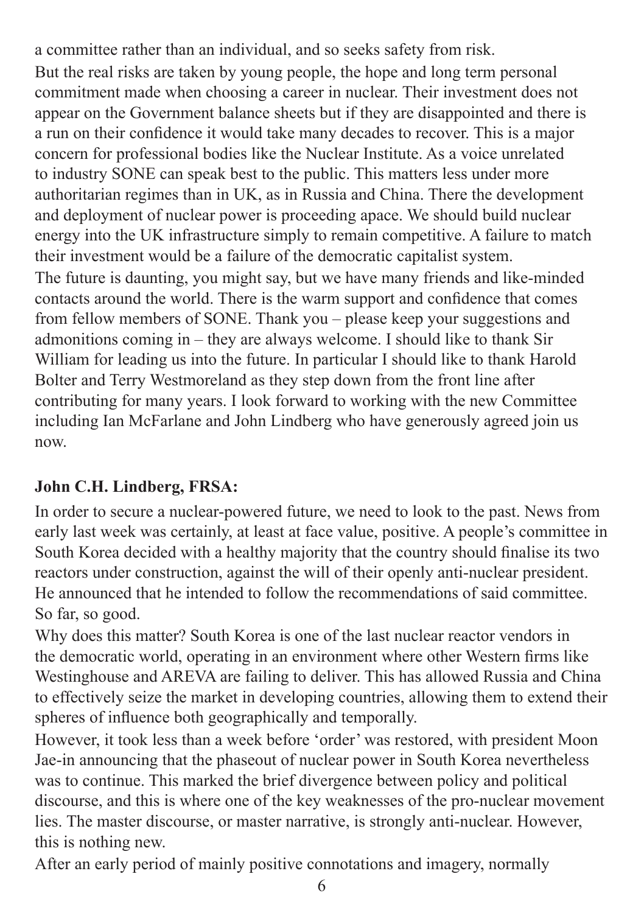a committee rather than an individual, and so seeks safety from risk.

But the real risks are taken by young people, the hope and long term personal commitment made when choosing a career in nuclear. Their investment does not appear on the Government balance sheets but if they are disappointed and there is a run on their confidence it would take many decades to recover. This is a major concern for professional bodies like the Nuclear Institute. As a voice unrelated to industry SONE can speak best to the public. This matters less under more authoritarian regimes than in UK, as in Russia and China. There the development and deployment of nuclear power is proceeding apace. We should build nuclear energy into the UK infrastructure simply to remain competitive. A failure to match their investment would be a failure of the democratic capitalist system.

The future is daunting, you might say, but we have many friends and like-minded contacts around the world. There is the warm support and confidence that comes from fellow members of SONE. Thank you – please keep your suggestions and admonitions coming in – they are always welcome. I should like to thank Sir William for leading us into the future. In particular I should like to thank Harold Bolter and Terry Westmoreland as they step down from the front line after contributing for many years. I look forward to working with the new Committee including Ian McFarlane and John Lindberg who have generously agreed join us now.

**John C.H. Lindberg, FRSA:**

In order to secure a nuclear-powered future, we need to look to the past. News from early last week was certainly, at least at face value, positive. A people's committee in South Korea decided with a healthy majority that the country should finalise its two reactors under construction, against the will of their openly anti-nuclear president. He announced that he intended to follow the recommendations of said committee. So far, so good.

Why does this matter? South Korea is one of the last nuclear reactor vendors in the democratic world, operating in an environment where other Western firms like Westinghouse and AREVA are failing to deliver. This has allowed Russia and China to effectively seize the market in developing countries, allowing them to extend their spheres of influence both geographically and temporally.

However, it took less than a week before 'order' was restored, with president Moon Jae-in announcing that the phaseout of nuclear power in South Korea nevertheless was to continue. This marked the brief divergence between policy and political discourse, and this is where one of the key weaknesses of the pro-nuclear movement lies. The master discourse, or master narrative, is strongly anti-nuclear. However, this is nothing new.

After an early period of mainly positive connotations and imagery, normally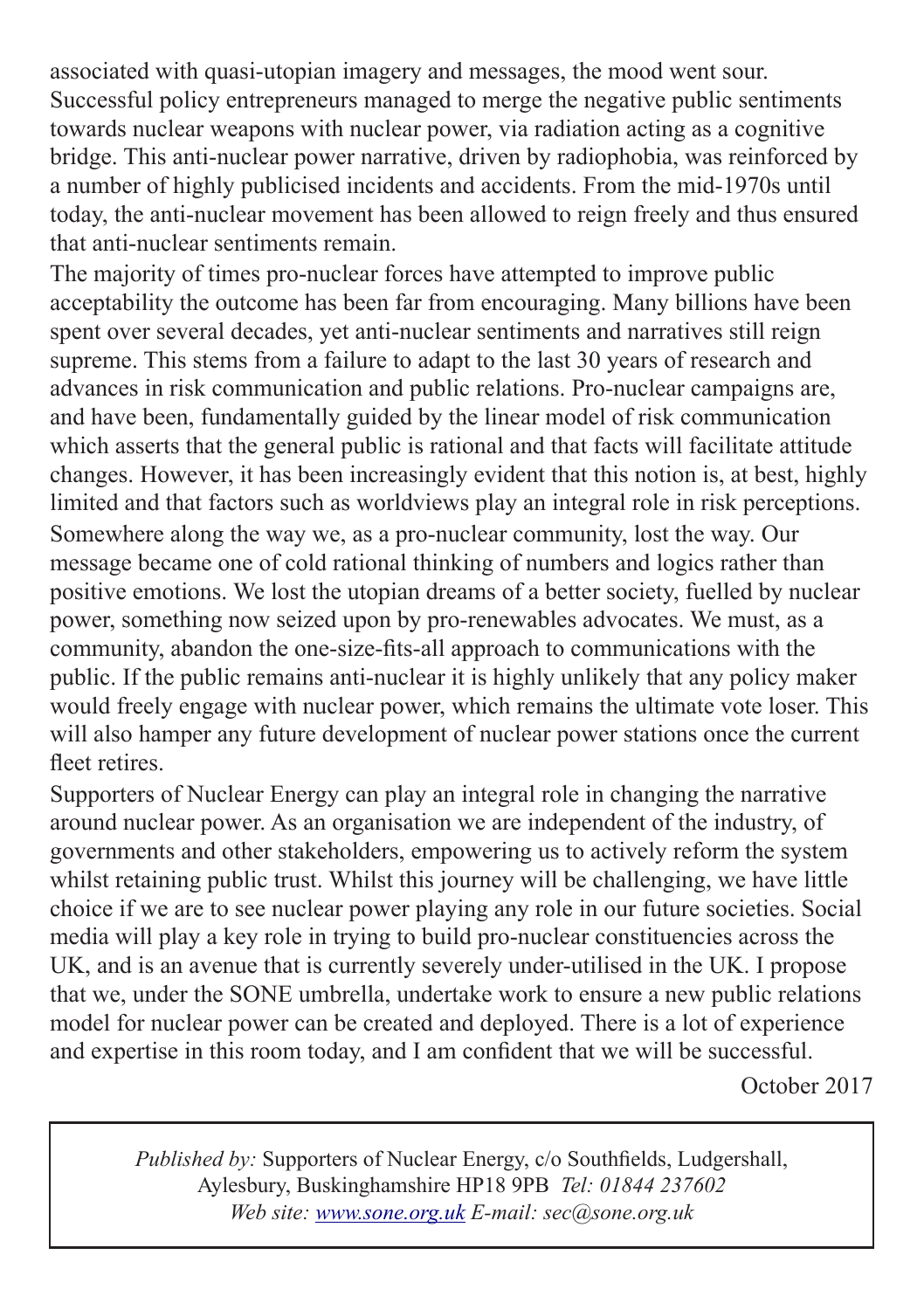associated with quasi-utopian imagery and messages, the mood went sour. Successful policy entrepreneurs managed to merge the negative public sentiments towards nuclear weapons with nuclear power, via radiation acting as a cognitive bridge. This anti-nuclear power narrative, driven by radiophobia, was reinforced by a number of highly publicised incidents and accidents. From the mid-1970s until today, the anti-nuclear movement has been allowed to reign freely and thus ensured that anti-nuclear sentiments remain.

The majority of times pro-nuclear forces have attempted to improve public acceptability the outcome has been far from encouraging. Many billions have been spent over several decades, yet anti-nuclear sentiments and narratives still reign supreme. This stems from a failure to adapt to the last 30 years of research and advances in risk communication and public relations. Pro-nuclear campaigns are, and have been, fundamentally guided by the linear model of risk communication which asserts that the general public is rational and that facts will facilitate attitude changes. However, it has been increasingly evident that this notion is, at best, highly limited and that factors such as worldviews play an integral role in risk perceptions.

Somewhere along the way we, as a pro-nuclear community, lost the way. Our message became one of cold rational thinking of numbers and logics rather than positive emotions. We lost the utopian dreams of a better society, fuelled by nuclear power, something now seized upon by pro-renewables advocates. We must, as a community, abandon the one-size-fits-all approach to communications with the public. If the public remains anti-nuclear it is highly unlikely that any policy maker would freely engage with nuclear power, which remains the ultimate vote loser. This will also hamper any future development of nuclear power stations once the current fleet retires.

Supporters of Nuclear Energy can play an integral role in changing the narrative around nuclear power. As an organisation we are independent of the industry, of governments and other stakeholders, empowering us to actively reform the system whilst retaining public trust. Whilst this journey will be challenging, we have little choice if we are to see nuclear power playing any role in our future societies. Social media will play a key role in trying to build pro-nuclear constituencies across the UK, and is an avenue that is currently severely under-utilised in the UK. I propose that we, under the SONE umbrella, undertake work to ensure a new public relations model for nuclear power can be created and deployed. There is a lot of experience and expertise in this room today, and I am confident that we will be successful.

October 2017

*Published by:* Supporters of Nuclear Energy, c/o Southfields, Ludgershall, Aylesbury, Buskinghamshire HP18 9PB *Tel: 01844 237602*
*Web site: www.sone.org.uk E-mail: sec@sone.org.uk*